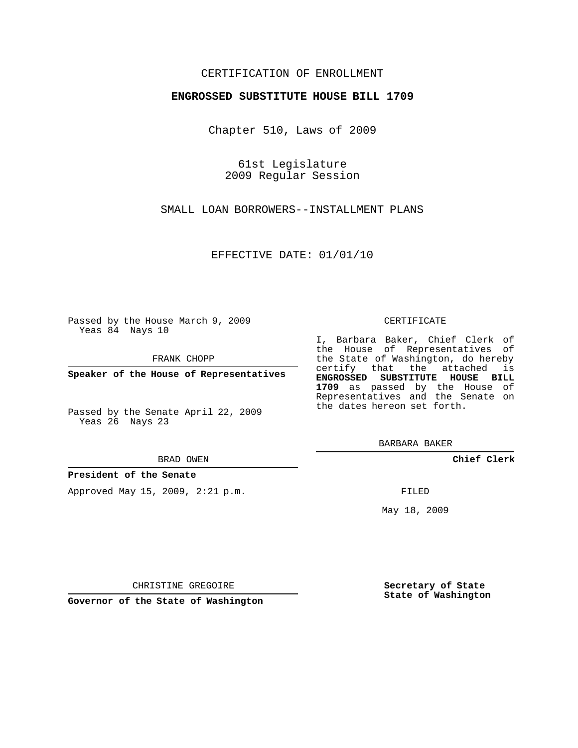CERTIFICATION OF ENROLLMENT

**ENGROSSED SUBSTITUTE HOUSE BILL 1709**

Chapter 510, Laws of 2009

61st Legislature
2009 Regular Session

SMALL LOAN BORROWERS--INSTALLMENT PLANS

EFFECTIVE DATE: 01/01/10

Passed by the House March 9, 2009
Yeas 84 Nays 10

FRANK CHOPP

**Speaker of the House of Representatives**

Passed by the Senate April 22, 2009
Yeas 26 Nays 23

BRAD OWEN

**President of the Senate**

Approved May 15, 2009, 2:21 p.m.

CHRISTINE GREGOIRE

**Governor of the State of Washington**

CERTIFICATE

I, Barbara Baker, Chief Clerk of the House of Representatives of the State of Washington, do hereby certify that the attached is **ENGROSSED SUBSTITUTE HOUSE BILL 1709** as passed by the House of Representatives and the Senate on the dates hereon set forth.

BARBARA BAKER

**Chief Clerk**

FILED

May 18, 2009

**Secretary of State**
**State of Washington**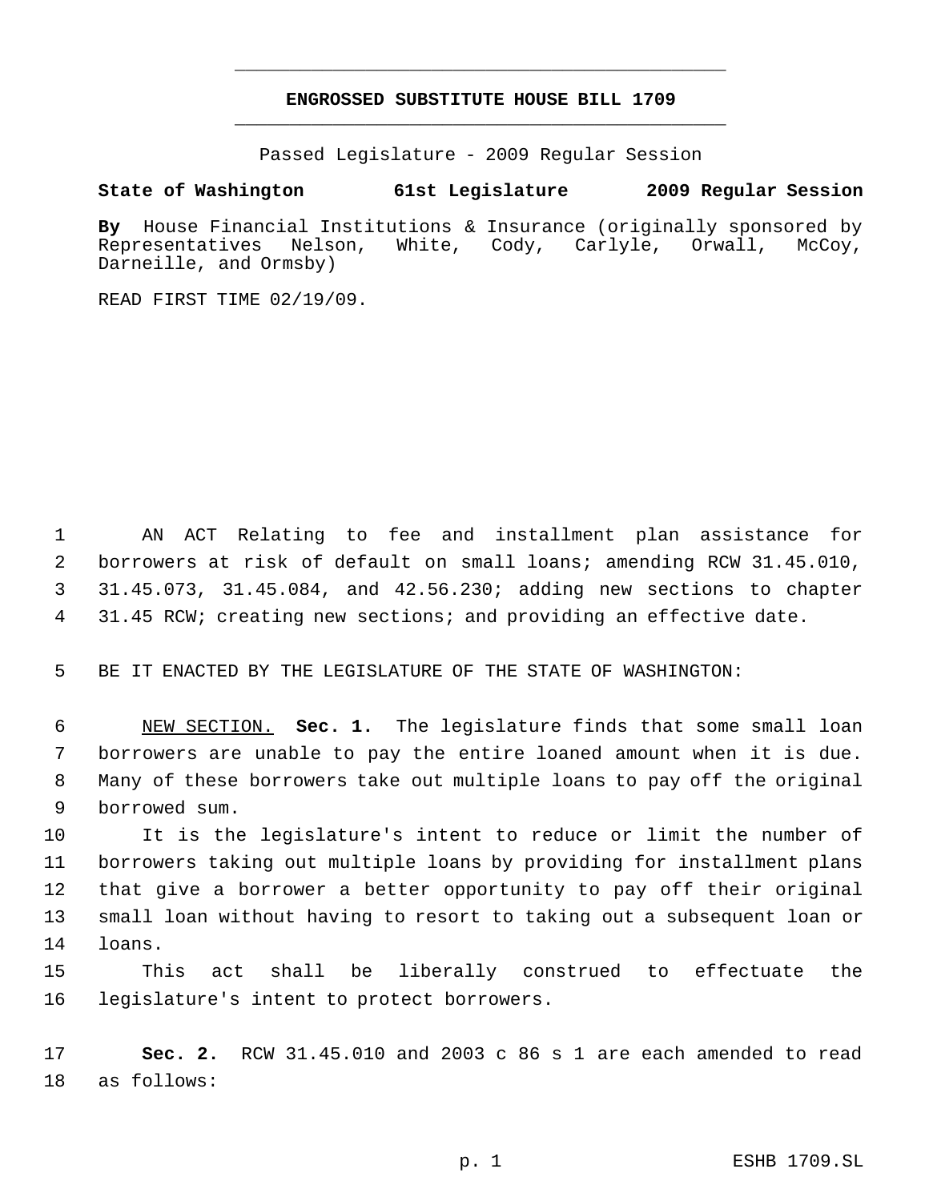# ENGROSSED SUBSTITUTE HOUSE BILL 1709

Passed Legislature - 2009 Regular Session

**State of Washington 61st Legislature 2009 Regular Session**

**By** House Financial Institutions & Insurance (originally sponsored by Representatives Nelson, White, Cody, Carlyle, Orwall, McCoy, Darneille, and Ormsby)

READ FIRST TIME 02/19/09.

AN ACT Relating to fee and installment plan assistance for borrowers at risk of default on small loans; amending RCW 31.45.010, 31.45.073, 31.45.084, and 42.56.230; adding new sections to chapter 31.45 RCW; creating new sections; and providing an effective date.

BE IT ENACTED BY THE LEGISLATURE OF THE STATE OF WASHINGTON:

NEW SECTION. **Sec. 1.** The legislature finds that some small loan borrowers are unable to pay the entire loaned amount when it is due. Many of these borrowers take out multiple loans to pay off the original borrowed sum.

It is the legislature's intent to reduce or limit the number of borrowers taking out multiple loans by providing for installment plans that give a borrower a better opportunity to pay off their original small loan without having to resort to taking out a subsequent loan or loans.

This act shall be liberally construed to effectuate the legislature's intent to protect borrowers.

**Sec. 2.** RCW 31.45.010 and 2003 c 86 s 1 are each amended to read as follows: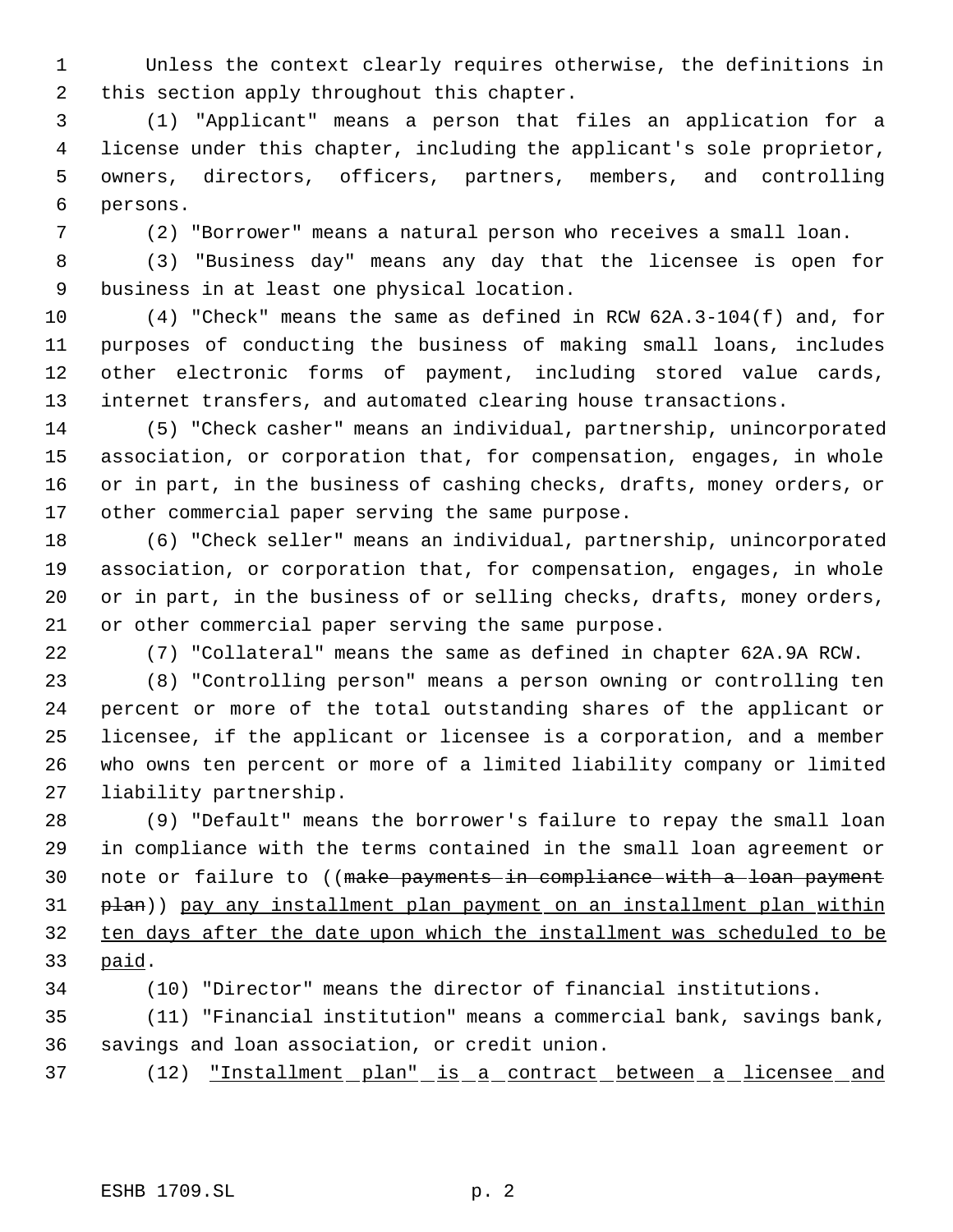Unless the context clearly requires otherwise, the definitions in this section apply throughout this chapter.

(1) "Applicant" means a person that files an application for a license under this chapter, including the applicant's sole proprietor, owners, directors, officers, partners, members, and controlling persons.

(2) "Borrower" means a natural person who receives a small loan.

(3) "Business day" means any day that the licensee is open for business in at least one physical location.

(4) "Check" means the same as defined in RCW 62A.3-104(f) and, for purposes of conducting the business of making small loans, includes other electronic forms of payment, including stored value cards, internet transfers, and automated clearing house transactions.

(5) "Check casher" means an individual, partnership, unincorporated association, or corporation that, for compensation, engages, in whole or in part, in the business of cashing checks, drafts, money orders, or other commercial paper serving the same purpose.

(6) "Check seller" means an individual, partnership, unincorporated association, or corporation that, for compensation, engages, in whole or in part, in the business of or selling checks, drafts, money orders, or other commercial paper serving the same purpose.

(7) "Collateral" means the same as defined in chapter 62A.9A RCW.

(8) "Controlling person" means a person owning or controlling ten percent or more of the total outstanding shares of the applicant or licensee, if the applicant or licensee is a corporation, and a member who owns ten percent or more of a limited liability company or limited liability partnership.

(9) "Default" means the borrower's failure to repay the small loan in compliance with the terms contained in the small loan agreement or note or failure to ((~~make payments in compliance with a loan payment plan~~)) <u>pay any installment plan payment on an installment plan within ten days after the date upon which the installment was scheduled to be paid</u>.

(10) "Director" means the director of financial institutions.

(11) "Financial institution" means a commercial bank, savings bank, savings and loan association, or credit union.

(12) <u>"Installment plan" is a contract between a licensee and</u>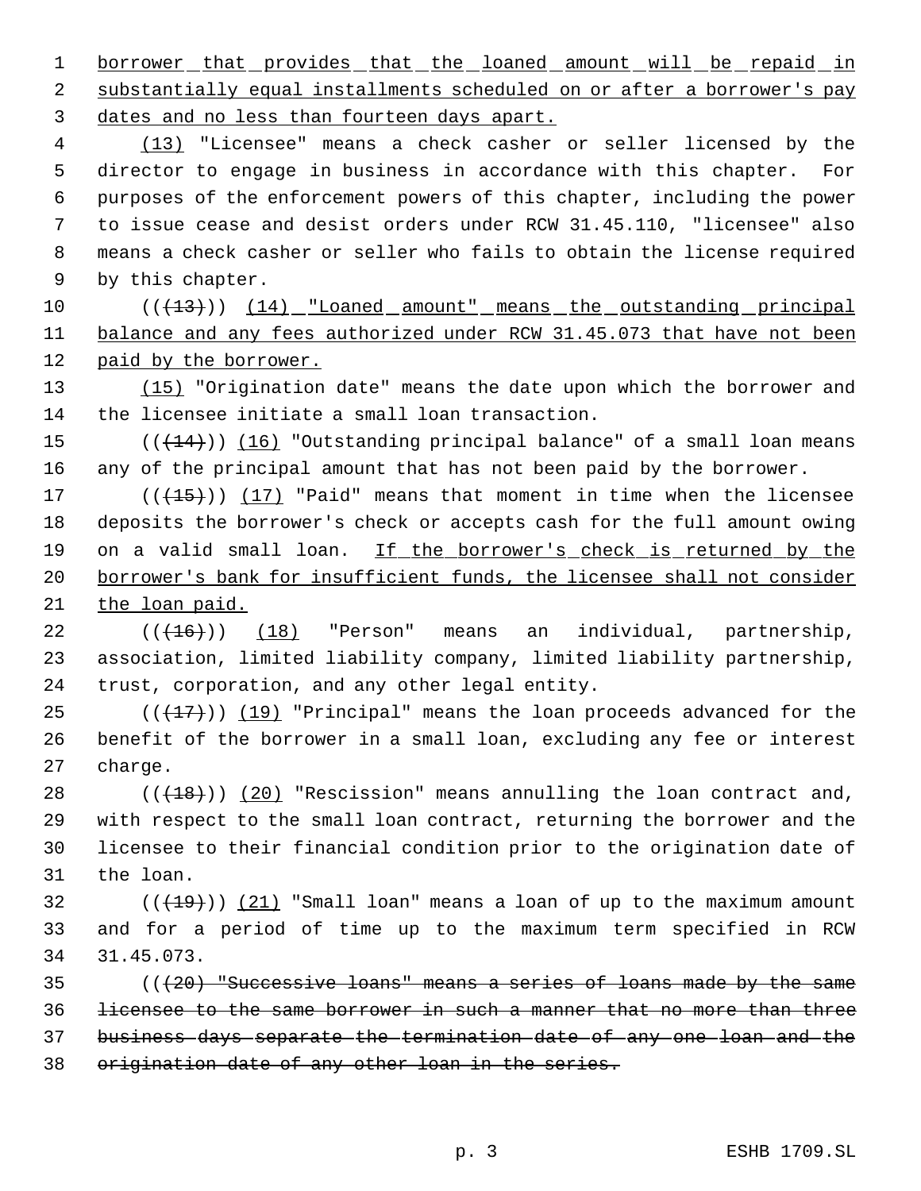borrower that provides that the loaned amount will be repaid in substantially equal installments scheduled on or after a borrower's pay dates and no less than fourteen days apart.

(13) "Licensee" means a check casher or seller licensed by the director to engage in business in accordance with this chapter. For purposes of the enforcement powers of this chapter, including the power to issue cease and desist orders under RCW 31.45.110, "licensee" also means a check casher or seller who fails to obtain the license required by this chapter.

(((13))) (14) "Loaned amount" means the outstanding principal balance and any fees authorized under RCW 31.45.073 that have not been paid by the borrower.

(15) "Origination date" means the date upon which the borrower and the licensee initiate a small loan transaction.

(((14))) (16) "Outstanding principal balance" of a small loan means any of the principal amount that has not been paid by the borrower.

(((15))) (17) "Paid" means that moment in time when the licensee deposits the borrower's check or accepts cash for the full amount owing on a valid small loan. If the borrower's check is returned by the borrower's bank for insufficient funds, the licensee shall not consider the loan paid.

(((16))) (18) "Person" means an individual, partnership, association, limited liability company, limited liability partnership, trust, corporation, and any other legal entity.

(((17))) (19) "Principal" means the loan proceeds advanced for the benefit of the borrower in a small loan, excluding any fee or interest charge.

(((18))) (20) "Rescission" means annulling the loan contract and, with respect to the small loan contract, returning the borrower and the licensee to their financial condition prior to the origination date of the loan.

(((19))) (21) "Small loan" means a loan of up to the maximum amount and for a period of time up to the maximum term specified in RCW 31.45.073.

(((20) "Successive loans" means a series of loans made by the same licensee to the same borrower in such a manner that no more than three business days separate the termination date of any one loan and the origination date of any other loan in the series.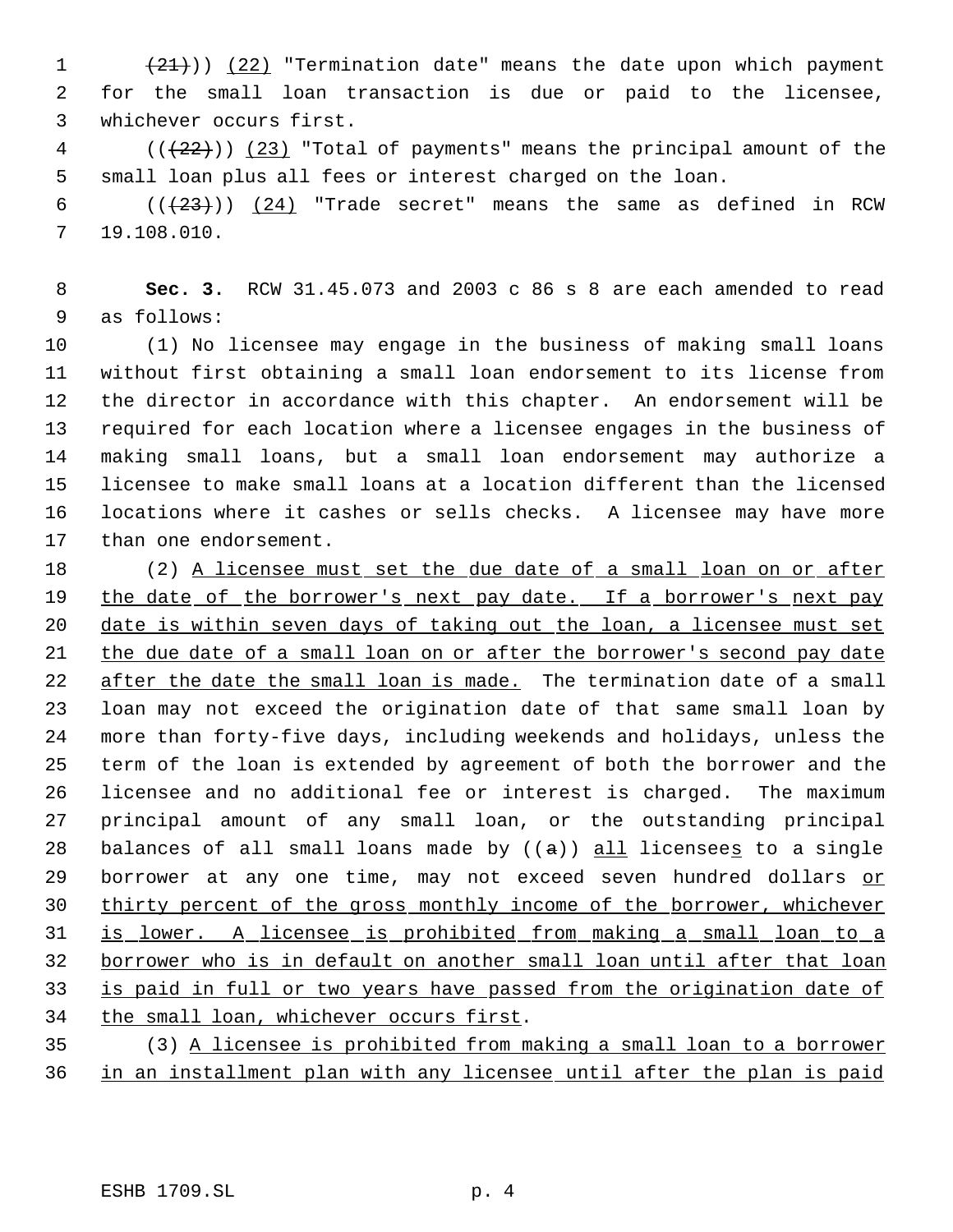((~~(21)~~)) <u>(22)</u> "Termination date" means the date upon which payment for the small loan transaction is due or paid to the licensee, whichever occurs first.

((~~(22)~~)) <u>(23)</u> "Total of payments" means the principal amount of the small loan plus all fees or interest charged on the loan.

((~~(23)~~)) <u>(24)</u> "Trade secret" means the same as defined in RCW 19.108.010.

**Sec. 3.** RCW 31.45.073 and 2003 c 86 s 8 are each amended to read as follows:

(1) No licensee may engage in the business of making small loans without first obtaining a small loan endorsement to its license from the director in accordance with this chapter. An endorsement will be required for each location where a licensee engages in the business of making small loans, but a small loan endorsement may authorize a licensee to make small loans at a location different than the licensed locations where it cashes or sells checks. A licensee may have more than one endorsement.

(2) <u>A licensee must set the due date of a small loan on or after the date of the borrower's next pay date. If a borrower's next pay date is within seven days of taking out the loan, a licensee must set the due date of a small loan on or after the borrower's second pay date after the date the small loan is made.</u> The termination date of a small loan may not exceed the origination date of that same small loan by more than forty-five days, including weekends and holidays, unless the term of the loan is extended by agreement of both the borrower and the licensee and no additional fee or interest is charged. The maximum principal amount of any small loan, or the outstanding principal balances of all small loans made by ((~~a~~)) <u>all</u> licensee<u>s</u> to a single borrower at any one time, may not exceed seven hundred dollars <u>or thirty percent of the gross monthly income of the borrower, whichever is lower. A licensee is prohibited from making a small loan to a borrower who is in default on another small loan until after that loan is paid in full or two years have passed from the origination date of the small loan, whichever occurs first</u>.

(3) <u>A licensee is prohibited from making a small loan to a borrower in an installment plan with any licensee until after the plan is paid</u>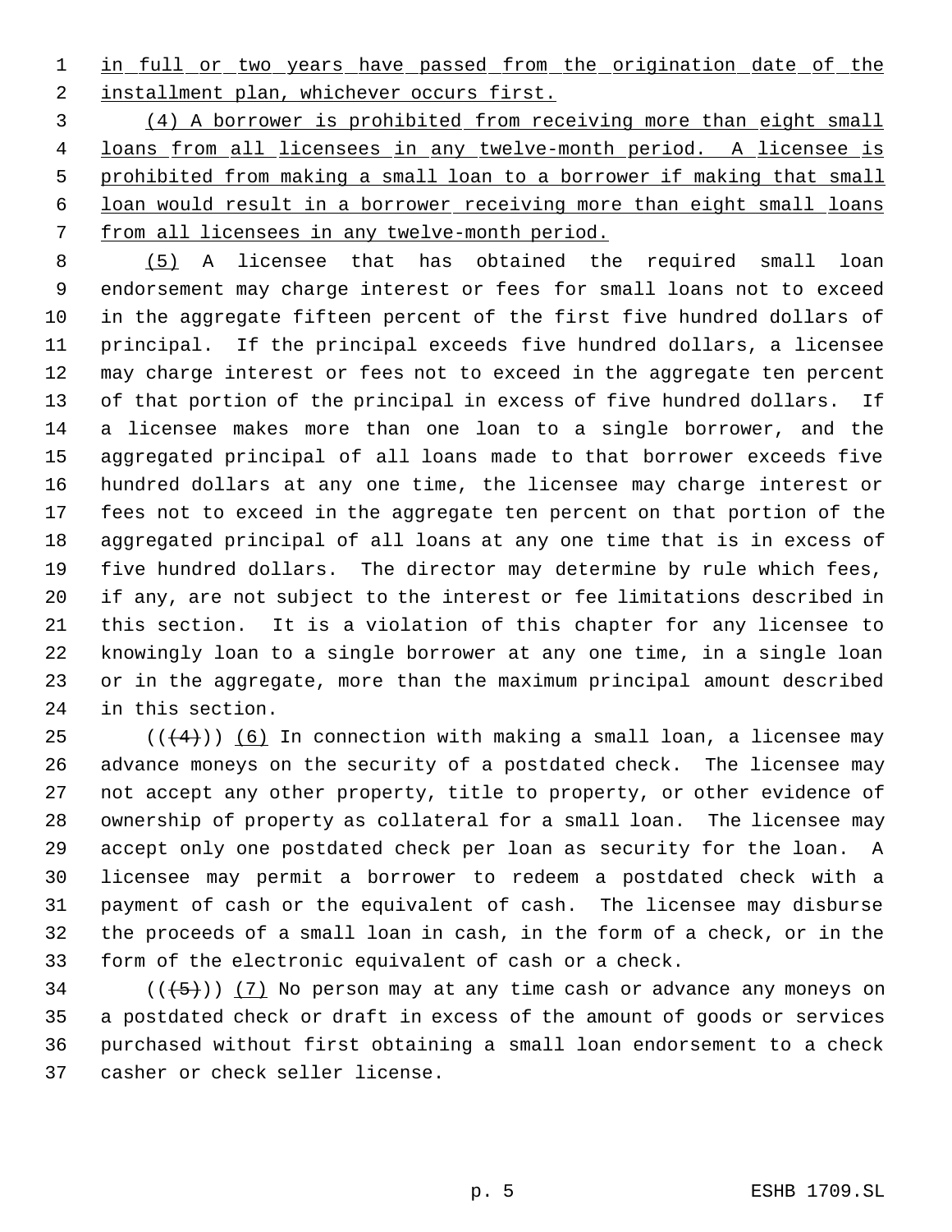in full or two years have passed from the origination date of the installment plan, whichever occurs first.

(4) A borrower is prohibited from receiving more than eight small loans from all licensees in any twelve-month period. A licensee is prohibited from making a small loan to a borrower if making that small loan would result in a borrower receiving more than eight small loans from all licensees in any twelve-month period.

(5) A licensee that has obtained the required small loan endorsement may charge interest or fees for small loans not to exceed in the aggregate fifteen percent of the first five hundred dollars of principal. If the principal exceeds five hundred dollars, a licensee may charge interest or fees not to exceed in the aggregate ten percent of that portion of the principal in excess of five hundred dollars. If a licensee makes more than one loan to a single borrower, and the aggregated principal of all loans made to that borrower exceeds five hundred dollars at any one time, the licensee may charge interest or fees not to exceed in the aggregate ten percent on that portion of the aggregated principal of all loans at any one time that is in excess of five hundred dollars. The director may determine by rule which fees, if any, are not subject to the interest or fee limitations described in this section. It is a violation of this chapter for any licensee to knowingly loan to a single borrower at any one time, in a single loan or in the aggregate, more than the maximum principal amount described in this section.

(((4))) (6) In connection with making a small loan, a licensee may advance moneys on the security of a postdated check. The licensee may not accept any other property, title to property, or other evidence of ownership of property as collateral for a small loan. The licensee may accept only one postdated check per loan as security for the loan. A licensee may permit a borrower to redeem a postdated check with a payment of cash or the equivalent of cash. The licensee may disburse the proceeds of a small loan in cash, in the form of a check, or in the form of the electronic equivalent of cash or a check.

(((5))) (7) No person may at any time cash or advance any moneys on a postdated check or draft in excess of the amount of goods or services purchased without first obtaining a small loan endorsement to a check casher or check seller license.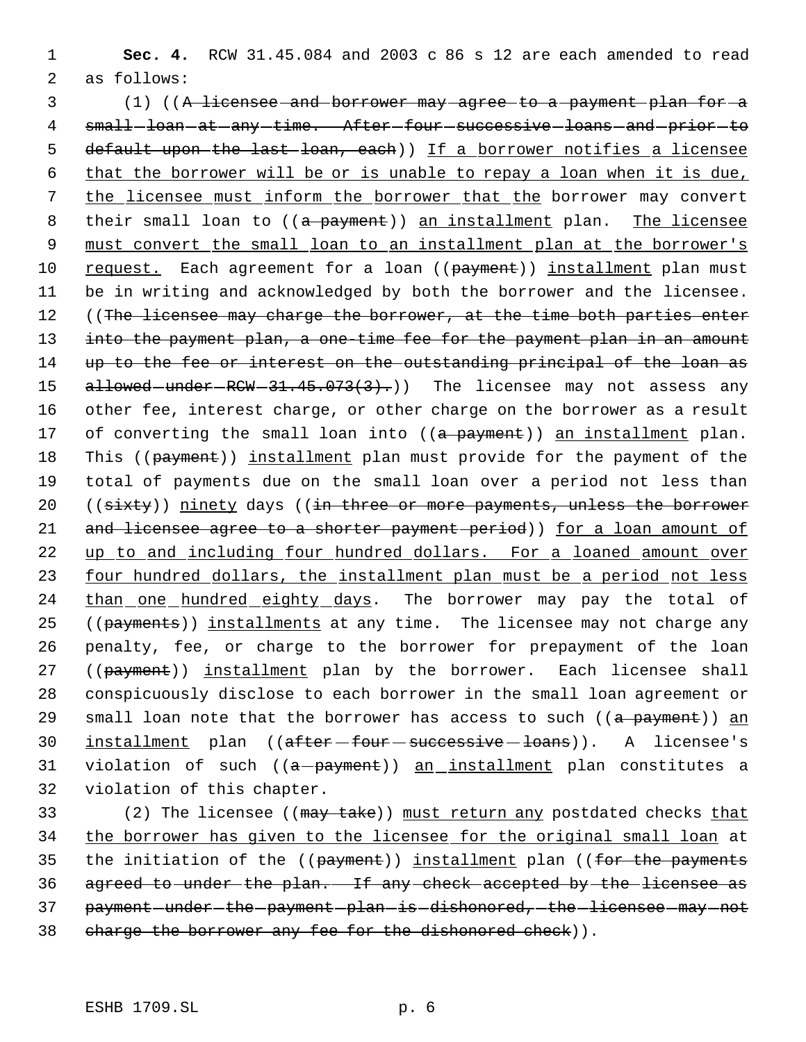**Sec. 4.** RCW 31.45.084 and 2003 c 86 s 12 are each amended to read as follows:

(1) ((~~A licensee and borrower may agree to a payment plan for a small loan at any time. After four successive loans and prior to default upon the last loan, each~~)) <u>If a borrower notifies a licensee that the borrower will be or is unable to repay a loan when it is due, the licensee must inform the borrower that the</u> borrower may convert their small loan to ((~~a payment~~)) <u>an installment</u> plan. <u>The licensee must convert the small loan to an installment plan at the borrower's request.</u> Each agreement for a loan ((~~payment~~)) <u>installment</u> plan must be in writing and acknowledged by both the borrower and the licensee. ((~~The licensee may charge the borrower, at the time both parties enter into the payment plan, a one-time fee for the payment plan in an amount up to the fee or interest on the outstanding principal of the loan as allowed under RCW 31.45.073(3).~~)) The licensee may not assess any other fee, interest charge, or other charge on the borrower as a result of converting the small loan into ((~~a payment~~)) <u>an installment</u> plan. This ((~~payment~~)) <u>installment</u> plan must provide for the payment of the total of payments due on the small loan over a period not less than ((~~sixty~~)) <u>ninety</u> days ((~~in three or more payments, unless the borrower and licensee agree to a shorter payment period~~)) <u>for a loan amount of up to and including four hundred dollars. For a loaned amount over four hundred dollars, the installment plan must be a period not less than one hundred eighty days</u>. The borrower may pay the total of ((~~payments~~)) <u>installments</u> at any time. The licensee may not charge any penalty, fee, or charge to the borrower for prepayment of the loan ((~~payment~~)) <u>installment</u> plan by the borrower. Each licensee shall conspicuously disclose to each borrower in the small loan agreement or small loan note that the borrower has access to such ((~~a payment~~)) <u>an installment</u> plan ((~~after four successive loans~~)). A licensee's violation of such ((~~a payment~~)) <u>an installment</u> plan constitutes a violation of this chapter.

(2) The licensee ((~~may take~~)) <u>must return any</u> postdated checks <u>that the borrower has given to the licensee for the original small loan</u> at the initiation of the ((~~payment~~)) <u>installment</u> plan ((~~for the payments agreed to under the plan. If any check accepted by the licensee as payment under the payment plan is dishonored, the licensee may not charge the borrower any fee for the dishonored check~~)).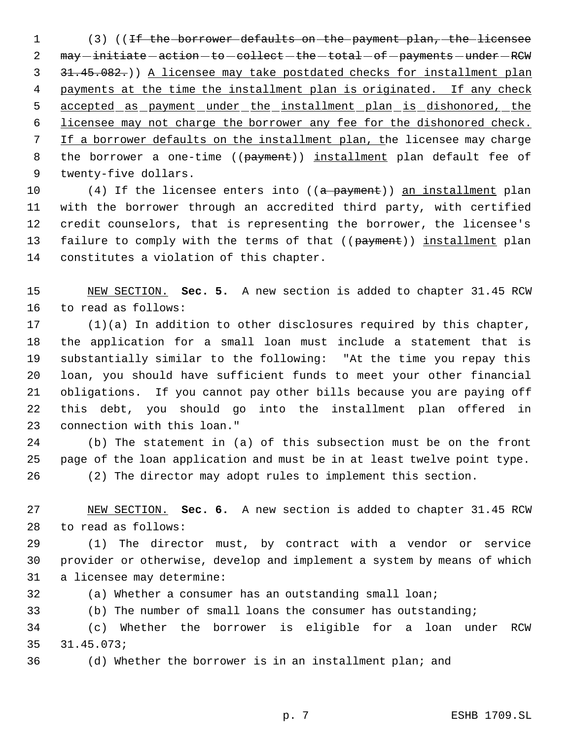(3) ((~~If the borrower defaults on the payment plan, the licensee may initiate action to collect the total of payments under RCW 31.45.082.~~)) A licensee may take postdated checks for installment plan payments at the time the installment plan is originated. If any check accepted as payment under the installment plan is dishonored, the licensee may not charge the borrower any fee for the dishonored check. If a borrower defaults on the installment plan, the licensee may charge the borrower a one-time ((~~payment~~)) installment plan default fee of twenty-five dollars.

(4) If the licensee enters into ((~~a payment~~)) an installment plan with the borrower through an accredited third party, with certified credit counselors, that is representing the borrower, the licensee's failure to comply with the terms of that ((~~payment~~)) installment plan constitutes a violation of this chapter.

NEW SECTION. **Sec. 5.** A new section is added to chapter 31.45 RCW to read as follows:

(1)(a) In addition to other disclosures required by this chapter, the application for a small loan must include a statement that is substantially similar to the following: "At the time you repay this loan, you should have sufficient funds to meet your other financial obligations. If you cannot pay other bills because you are paying off this debt, you should go into the installment plan offered in connection with this loan."

(b) The statement in (a) of this subsection must be on the front page of the loan application and must be in at least twelve point type.

(2) The director may adopt rules to implement this section.

NEW SECTION. **Sec. 6.** A new section is added to chapter 31.45 RCW to read as follows:

(1) The director must, by contract with a vendor or service provider or otherwise, develop and implement a system by means of which a licensee may determine:

(a) Whether a consumer has an outstanding small loan;

(b) The number of small loans the consumer has outstanding;

(c) Whether the borrower is eligible for a loan under RCW 31.45.073;

(d) Whether the borrower is in an installment plan; and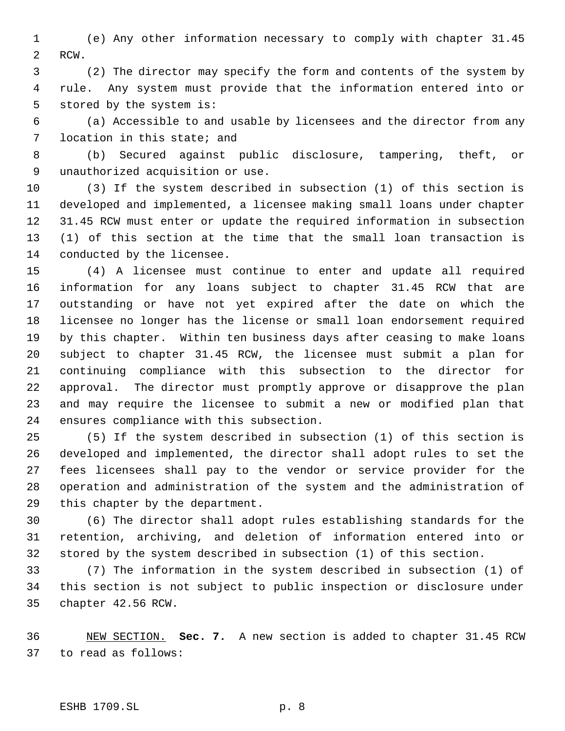(e) Any other information necessary to comply with chapter 31.45 RCW.

(2) The director may specify the form and contents of the system by rule. Any system must provide that the information entered into or stored by the system is:

(a) Accessible to and usable by licensees and the director from any location in this state; and

(b) Secured against public disclosure, tampering, theft, or unauthorized acquisition or use.

(3) If the system described in subsection (1) of this section is developed and implemented, a licensee making small loans under chapter 31.45 RCW must enter or update the required information in subsection (1) of this section at the time that the small loan transaction is conducted by the licensee.

(4) A licensee must continue to enter and update all required information for any loans subject to chapter 31.45 RCW that are outstanding or have not yet expired after the date on which the licensee no longer has the license or small loan endorsement required by this chapter. Within ten business days after ceasing to make loans subject to chapter 31.45 RCW, the licensee must submit a plan for continuing compliance with this subsection to the director for approval. The director must promptly approve or disapprove the plan and may require the licensee to submit a new or modified plan that ensures compliance with this subsection.

(5) If the system described in subsection (1) of this section is developed and implemented, the director shall adopt rules to set the fees licensees shall pay to the vendor or service provider for the operation and administration of the system and the administration of this chapter by the department.

(6) The director shall adopt rules establishing standards for the retention, archiving, and deletion of information entered into or stored by the system described in subsection (1) of this section.

(7) The information in the system described in subsection (1) of this section is not subject to public inspection or disclosure under chapter 42.56 RCW.

NEW SECTION. **Sec. 7.** A new section is added to chapter 31.45 RCW to read as follows: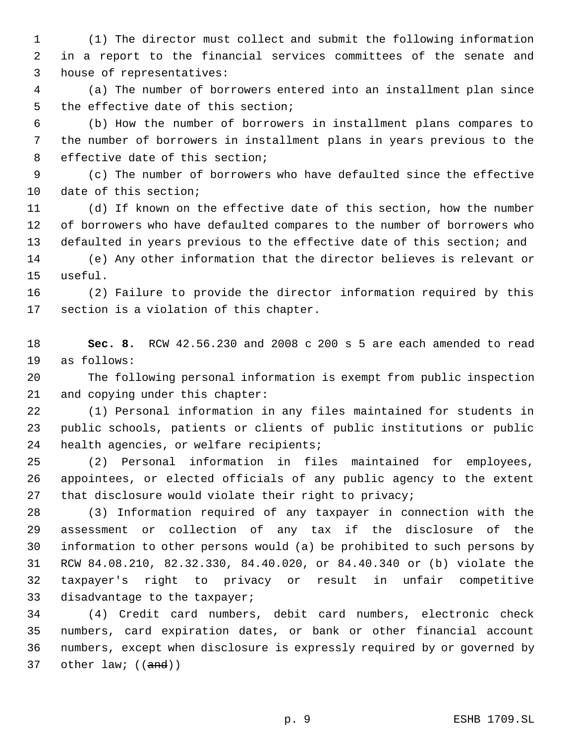(1) The director must collect and submit the following information in a report to the financial services committees of the senate and house of representatives:

(a) The number of borrowers entered into an installment plan since the effective date of this section;

(b) How the number of borrowers in installment plans compares to the number of borrowers in installment plans in years previous to the effective date of this section;

(c) The number of borrowers who have defaulted since the effective date of this section;

(d) If known on the effective date of this section, how the number of borrowers who have defaulted compares to the number of borrowers who defaulted in years previous to the effective date of this section; and

(e) Any other information that the director believes is relevant or useful.

(2) Failure to provide the director information required by this section is a violation of this chapter.

**Sec. 8.** RCW 42.56.230 and 2008 c 200 s 5 are each amended to read as follows:

The following personal information is exempt from public inspection and copying under this chapter:

(1) Personal information in any files maintained for students in public schools, patients or clients of public institutions or public health agencies, or welfare recipients;

(2) Personal information in files maintained for employees, appointees, or elected officials of any public agency to the extent that disclosure would violate their right to privacy;

(3) Information required of any taxpayer in connection with the assessment or collection of any tax if the disclosure of the information to other persons would (a) be prohibited to such persons by RCW 84.08.210, 82.32.330, 84.40.020, or 84.40.340 or (b) violate the taxpayer's right to privacy or result in unfair competitive disadvantage to the taxpayer;

(4) Credit card numbers, debit card numbers, electronic check numbers, card expiration dates, or bank or other financial account numbers, except when disclosure is expressly required by or governed by other law; ((~~and~~))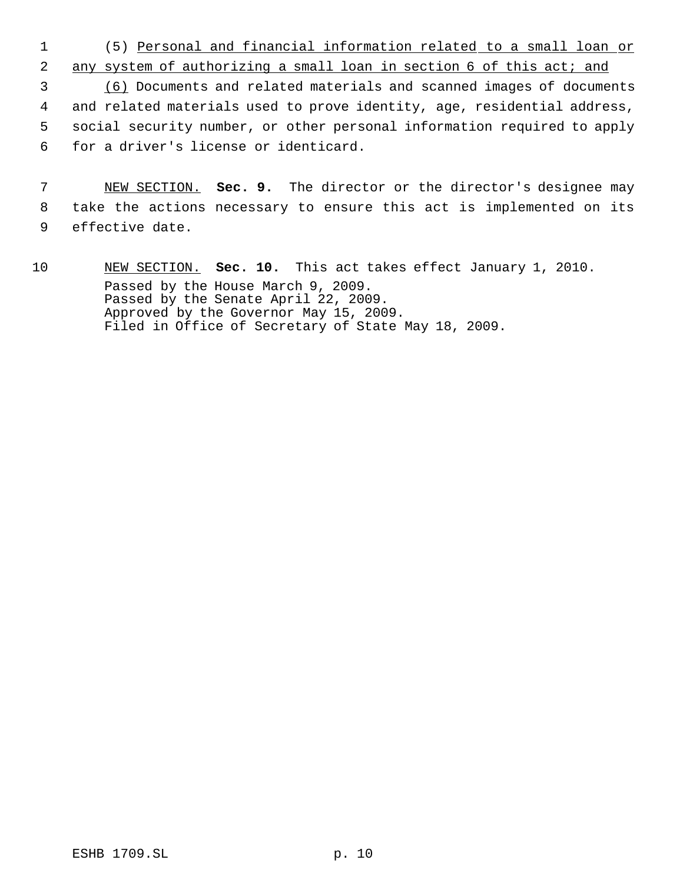(5) Personal and financial information related to a small loan or any system of authorizing a small loan in section 6 of this act; and

(6) Documents and related materials and scanned images of documents and related materials used to prove identity, age, residential address, social security number, or other personal information required to apply for a driver's license or identicard.

NEW SECTION. **Sec. 9.** The director or the director's designee may take the actions necessary to ensure this act is implemented on its effective date.

NEW SECTION. **Sec. 10.** This act takes effect January 1, 2010.

Passed by the House March 9, 2009.
Passed by the Senate April 22, 2009.
Approved by the Governor May 15, 2009.
Filed in Office of Secretary of State May 18, 2009.